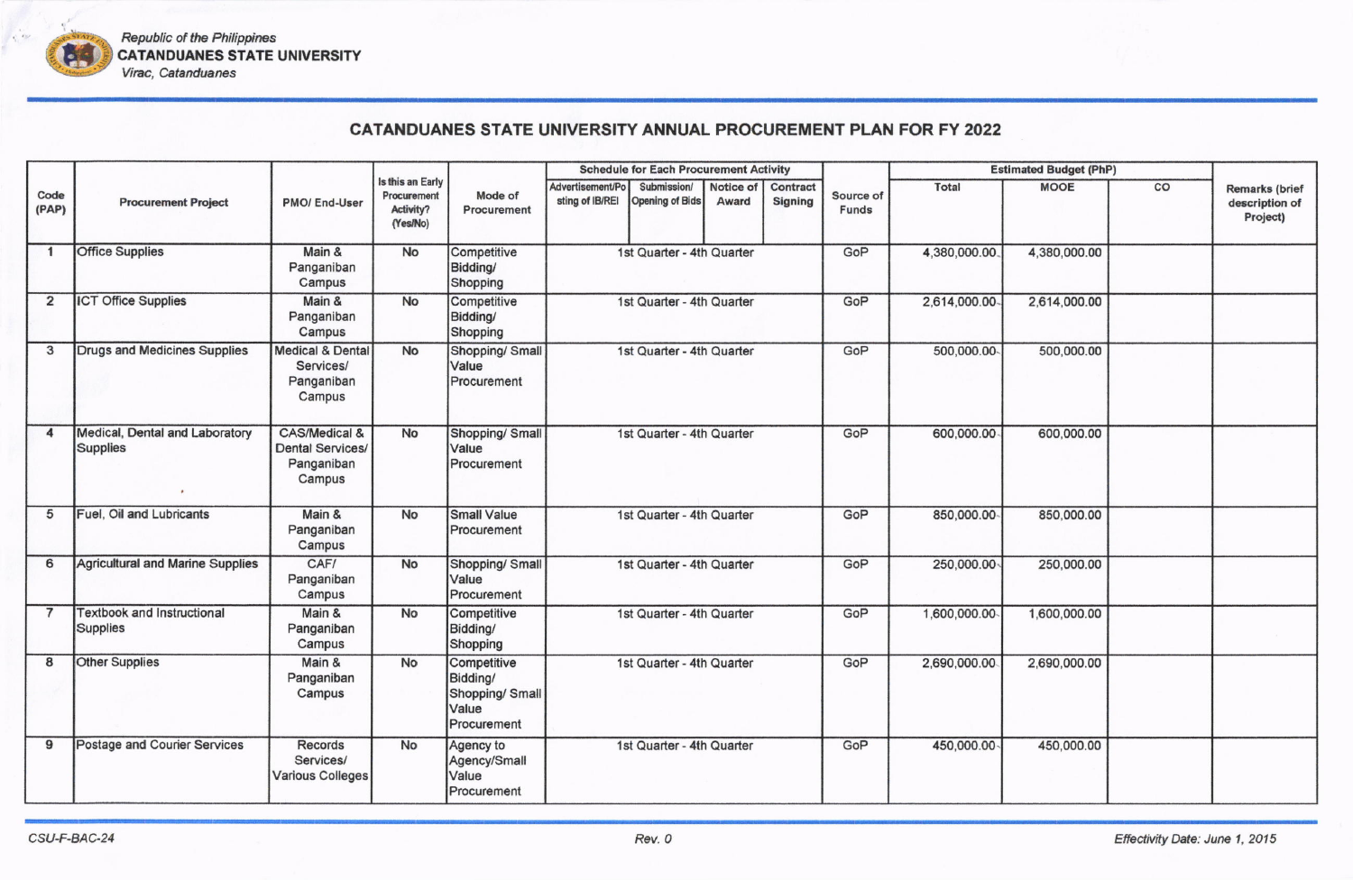Republic of the Philippines
**CATANDUANES STATE UNIVERSITY**
*Virac, Catanduanes*

## CATANDUANES STATE UNIVERSITY ANNUAL PROCUREMENT PLAN FOR FY 2022

| Code (PAP) | Procurement Project | PMO/ End-User | Is this an Early Procurement Activity? (Yes/No) | Mode of Procurement | Schedule for Each Procurement Activity | | | | Source of Funds | Estimated Budget (PhP) | | | Remarks (brief description of Project) |
|---|---|---|---|---|---|---|---|---|---|---|---|---|---|
| | | | | | Advertisement/Posting of IB/REI | Submission/ Opening of Bids | Notice of Award | Contract Signing | | Total | MOOE | CO | |
| 1 | Office Supplies | Main & Panganiban Campus | No | Competitive Bidding/ Shopping | 1st Quarter - 4th Quarter | | | | GoP | 4,380,000.00 | 4,380,000.00 | | |
| 2 | ICT Office Supplies | Main & Panganiban Campus | No | Competitive Bidding/ Shopping | 1st Quarter - 4th Quarter | | | | GoP | 2,614,000.00 | 2,614,000.00 | | |
| 3 | Drugs and Medicines Supplies | Medical & Dental Services/ Panganiban Campus | No | Shopping/ Small Value Procurement | 1st Quarter - 4th Quarter | | | | GoP | 500,000.00 | 500,000.00 | | |
| 4 | Medical, Dental and Laboratory Supplies | CAS/Medical & Dental Services/ Panganiban Campus | No | Shopping/ Small Value Procurement | 1st Quarter - 4th Quarter | | | | GoP | 600,000.00 | 600,000.00 | | |
| 5 | Fuel, Oil and Lubricants | Main & Panganiban Campus | No | Small Value Procurement | 1st Quarter - 4th Quarter | | | | GoP | 850,000.00 | 850,000.00 | | |
| 6 | Agricultural and Marine Supplies | CAF/ Panganiban Campus | No | Shopping/ Small Value Procurement | 1st Quarter - 4th Quarter | | | | GoP | 250,000.00 | 250,000.00 | | |
| 7 | Textbook and Instructional Supplies | Main & Panganiban Campus | No | Competitive Bidding/ Shopping | 1st Quarter - 4th Quarter | | | | GoP | 1,600,000.00 | 1,600,000.00 | | |
| 8 | Other Supplies | Main & Panganiban Campus | No | Competitive Bidding/ Shopping/ Small Value Procurement | 1st Quarter - 4th Quarter | | | | GoP | 2,690,000.00 | 2,690,000.00 | | |
| 9 | Postage and Courier Services | Records Services/ Various Colleges | No | Agency to Agency/Small Value Procurement | 1st Quarter - 4th Quarter | | | | GoP | 450,000.00 | 450,000.00 | | |

CSU-F-BAC-24 | Rev. 0 | *Effectivity Date: June 1, 2015*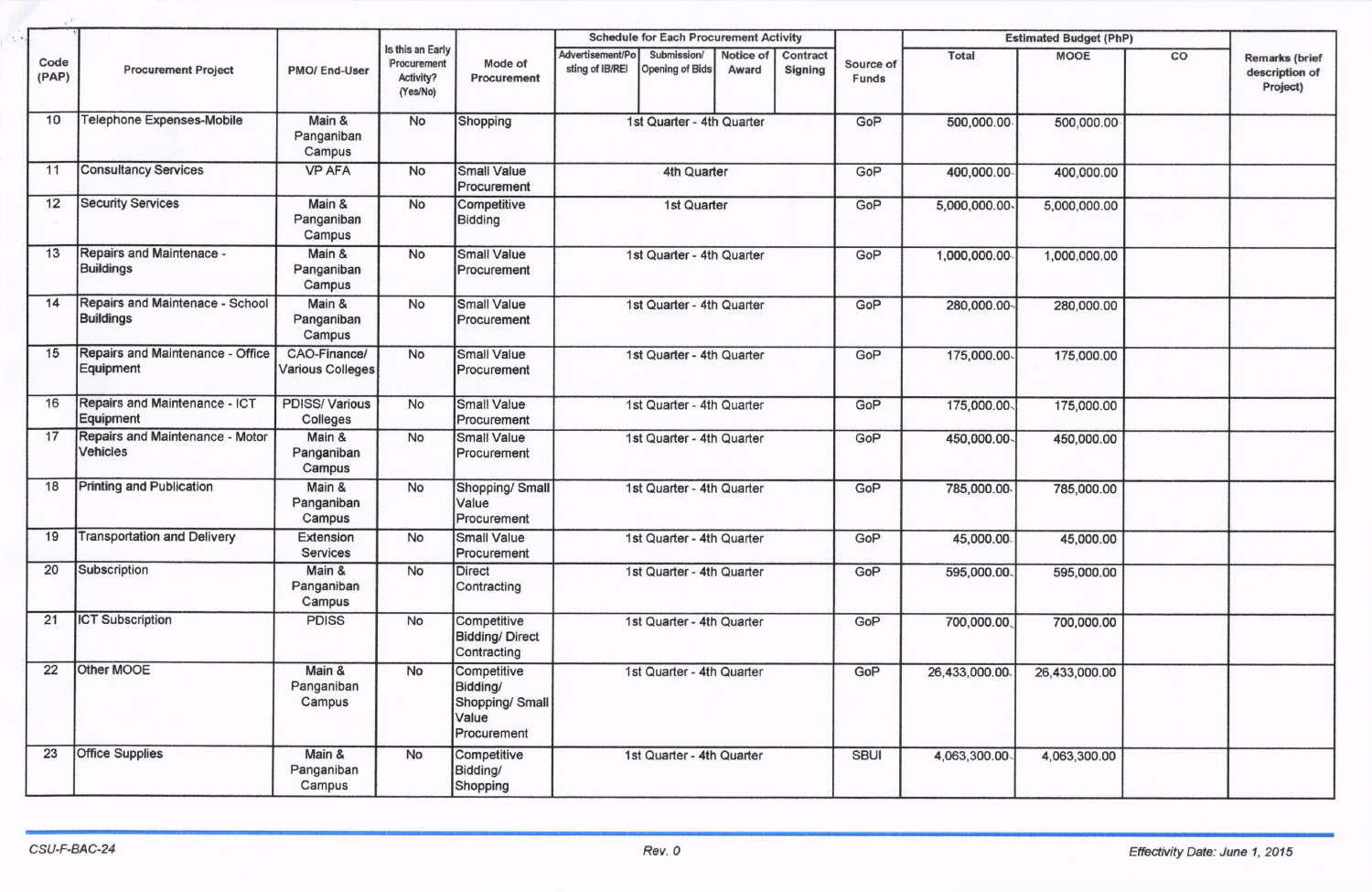| Code (PAP) | Procurement Project | PMO/ End-User | Is this an Early Procurement Activity? (Yes/No) | Mode of Procurement | Schedule for Each Procurement Activity | | | | Source of Funds | Estimated Budget (PhP) | | | Remarks (brief description of Project) |
|---|---|---|---|---|---|---|---|---|---|---|---|---|---|
| | | | | | Advertisement/Posting of IB/REI | Submission/ Opening of Bids | Notice of Award | Contract Signing | | Total | MOOE | CO | |
| 10 | Telephone Expenses-Mobile | Main & Panganiban Campus | No | Shopping | 1st Quarter - 4th Quarter | | | | GoP | 500,000.00 | 500,000.00 | | |
| 11 | Consultancy Services | VP AFA | No | Small Value Procurement | 4th Quarter | | | | GoP | 400,000.00 | 400,000.00 | | |
| 12 | Security Services | Main & Panganiban Campus | No | Competitive Bidding | 1st Quarter | | | | GoP | 5,000,000.00 | 5,000,000.00 | | |
| 13 | Repairs and Maintenace - Buildings | Main & Panganiban Campus | No | Small Value Procurement | 1st Quarter - 4th Quarter | | | | GoP | 1,000,000.00 | 1,000,000.00 | | |
| 14 | Repairs and Maintenace - School Buildings | Main & Panganiban Campus | No | Small Value Procurement | 1st Quarter - 4th Quarter | | | | GoP | 280,000.00 | 280,000.00 | | |
| 15 | Repairs and Maintenance - Office Equipment | CAO-Finance/ Various Colleges | No | Small Value Procurement | 1st Quarter - 4th Quarter | | | | GoP | 175,000.00 | 175,000.00 | | |
| 16 | Repairs and Maintenance - ICT Equipment | PDISS/ Various Colleges | No | Small Value Procurement | 1st Quarter - 4th Quarter | | | | GoP | 175,000.00 | 175,000.00 | | |
| 17 | Repairs and Maintenance - Motor Vehicles | Main & Panganiban Campus | No | Small Value Procurement | 1st Quarter - 4th Quarter | | | | GoP | 450,000.00 | 450,000.00 | | |
| 18 | Printing and Publication | Main & Panganiban Campus | No | Shopping/ Small Value Procurement | 1st Quarter - 4th Quarter | | | | GoP | 785,000.00 | 785,000.00 | | |
| 19 | Transportation and Delivery | Extension Services | No | Small Value Procurement | 1st Quarter - 4th Quarter | | | | GoP | 45,000.00 | 45,000.00 | | |
| 20 | Subscription | Main & Panganiban Campus | No | Direct Contracting | 1st Quarter - 4th Quarter | | | | GoP | 595,000.00 | 595,000.00 | | |
| 21 | ICT Subscription | PDISS | No | Competitive Bidding/ Direct Contracting | 1st Quarter - 4th Quarter | | | | GoP | 700,000.00 | 700,000.00 | | |
| 22 | Other MOOE | Main & Panganiban Campus | No | Competitive Bidding/ Shopping/ Small Value Procurement | 1st Quarter - 4th Quarter | | | | GoP | 26,433,000.00 | 26,433,000.00 | | |
| 23 | Office Supplies | Main & Panganiban Campus | No | Competitive Bidding/ Shopping | 1st Quarter - 4th Quarter | | | | SBUI | 4,063,300.00 | 4,063,300.00 | | |

CSU-F-BAC-24    Rev. 0    *Effectivity Date: June 1, 2015*